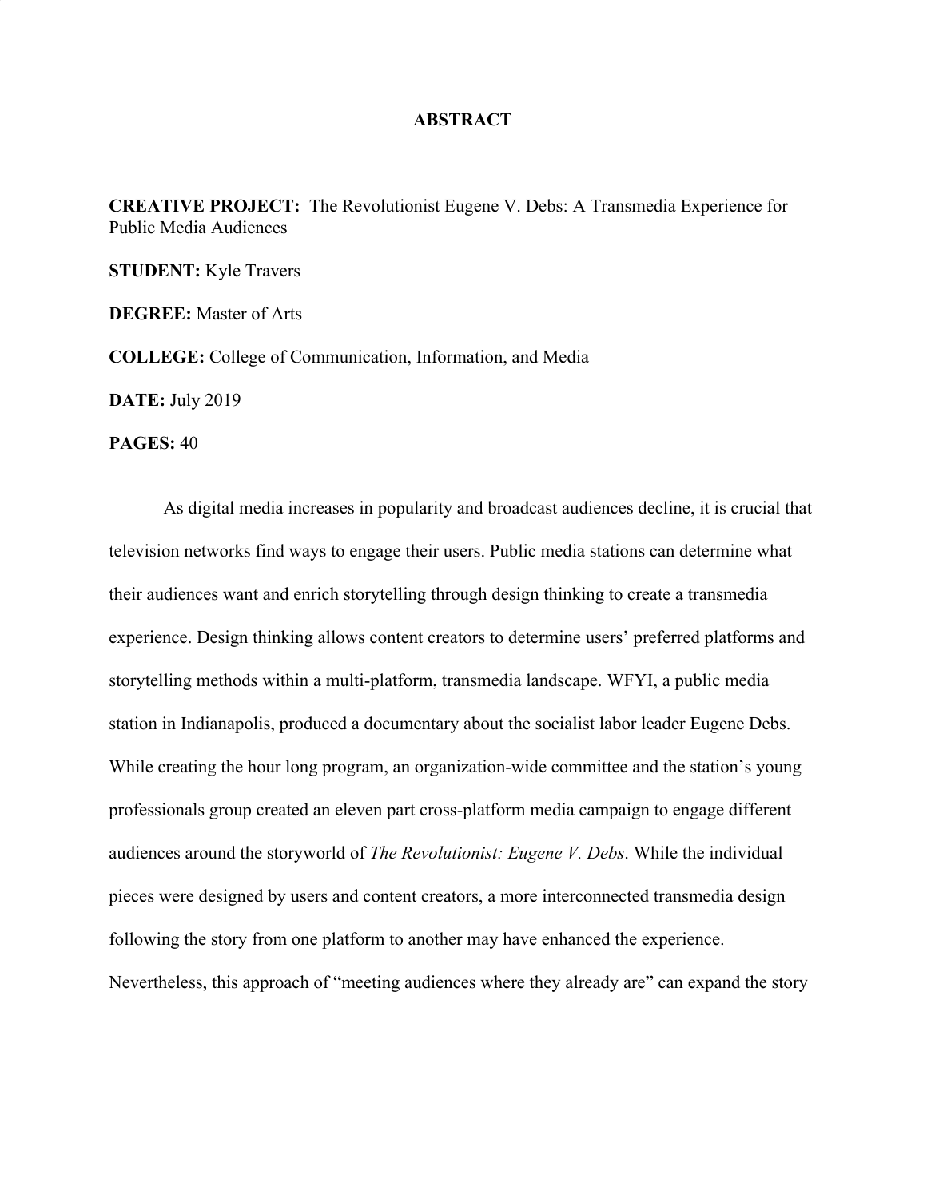# ABSTRACT

**CREATIVE PROJECT:** The Revolutionist Eugene V. Debs: A Transmedia Experience for Public Media Audiences

**STUDENT:** Kyle Travers

**DEGREE:** Master of Arts

**COLLEGE:** College of Communication, Information, and Media

**DATE:** July 2019

**PAGES:** 40

As digital media increases in popularity and broadcast audiences decline, it is crucial that television networks find ways to engage their users. Public media stations can determine what their audiences want and enrich storytelling through design thinking to create a transmedia experience. Design thinking allows content creators to determine users' preferred platforms and storytelling methods within a multi-platform, transmedia landscape. WFYI, a public media station in Indianapolis, produced a documentary about the socialist labor leader Eugene Debs. While creating the hour long program, an organization-wide committee and the station's young professionals group created an eleven part cross-platform media campaign to engage different audiences around the storyworld of *The Revolutionist: Eugene V. Debs*. While the individual pieces were designed by users and content creators, a more interconnected transmedia design following the story from one platform to another may have enhanced the experience. Nevertheless, this approach of "meeting audiences where they already are" can expand the story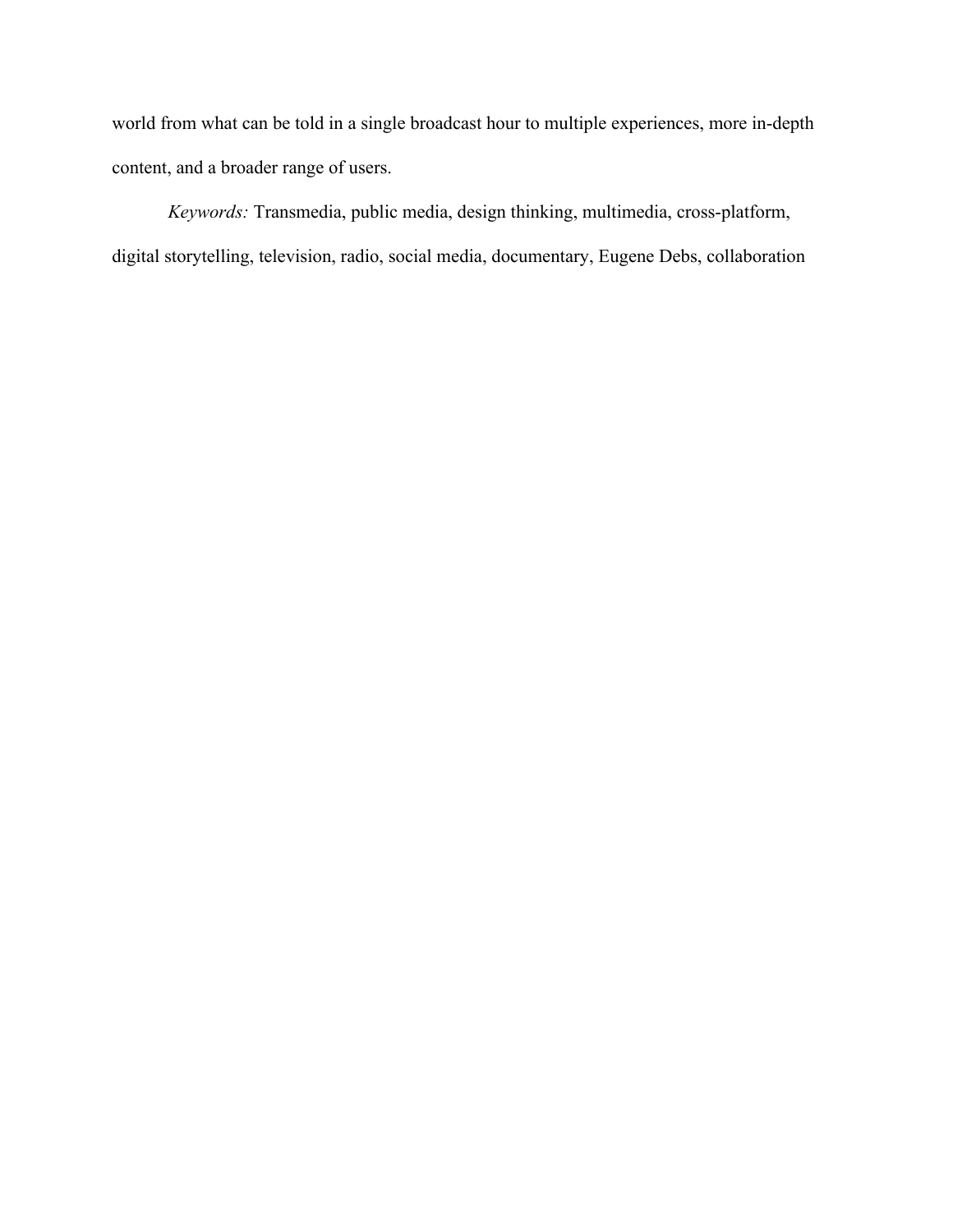world from what can be told in a single broadcast hour to multiple experiences, more in-depth content, and a broader range of users.

*Keywords:* Transmedia, public media, design thinking, multimedia, cross-platform, digital storytelling, television, radio, social media, documentary, Eugene Debs, collaboration